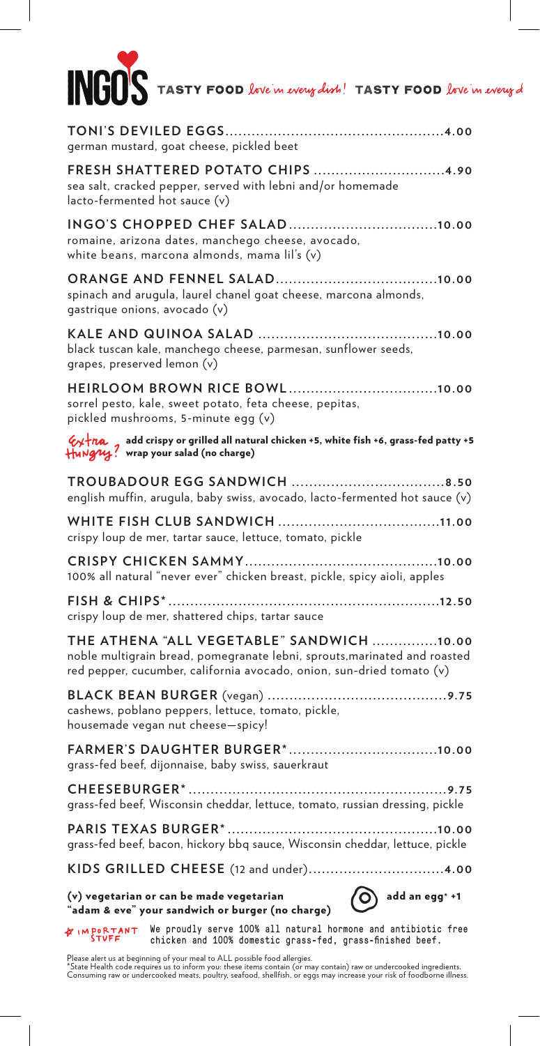# INGO'S

TASTY FOOD *love in every dish!* TASTY FOOD *love in every d*

**TONI'S DEVILED EGGS** ........................................ **4.00**
german mustard, goat cheese, pickled beet

**FRESH SHATTERED POTATO CHIPS** ........................................ **4.90**
sea salt, cracked pepper, served with lebni and/or homemade lacto-fermented hot sauce (v)

**INGO'S CHOPPED CHEF SALAD** ........................................ **10.00**
romaine, arizona dates, manchego cheese, avocado, white beans, marcona almonds, mama lil's (v)

**ORANGE AND FENNEL SALAD** ........................................ **10.00**
spinach and arugula, laurel chanel goat cheese, marcona almonds, gastrique onions, avocado (v)

**KALE AND QUINOA SALAD** ........................................ **10.00**
black tuscan kale, manchego cheese, parmesan, sunflower seeds, grapes, preserved lemon (v)

**HEIRLOOM BROWN RICE BOWL** ........................................ **10.00**
sorrel pesto, kale, sweet potato, feta cheese, pepitas, pickled mushrooms, 5-minute egg (v)

*Extra Hungry?* **add crispy or grilled all natural chicken +5, white fish +6, grass-fed patty +5**
**wrap your salad (no charge)**

**TROUBADOUR EGG SANDWICH** ........................................ **8.50**
english muffin, arugula, baby swiss, avocado, lacto-fermented hot sauce (v)

**WHITE FISH CLUB SANDWICH** ........................................ **11.00**
crispy loup de mer, tartar sauce, lettuce, tomato, pickle

**CRISPY CHICKEN SAMMY** ........................................ **10.00**
100% all natural "never ever" chicken breast, pickle, spicy aioli, apples

**FISH & CHIPS*** ........................................ **12.50**
crispy loup de mer, shattered chips, tartar sauce

**THE ATHENA "ALL VEGETABLE" SANDWICH** ........................................ **10.00**
noble multigrain bread, pomegranate lebni, sprouts,marinated and roasted red pepper, cucumber, california avocado, onion, sun-dried tomato (v)

**BLACK BEAN BURGER** (vegan) ........................................ **9.75**
cashews, poblano peppers, lettuce, tomato, pickle, housemade vegan nut cheese—spicy!

**FARMER'S DAUGHTER BURGER*** ........................................ **10.00**
grass-fed beef, dijonnaise, baby swiss, sauerkraut

**CHEESEBURGER*** ........................................ **9.75**
grass-fed beef, Wisconsin cheddar, lettuce, tomato, russian dressing, pickle

**PARIS TEXAS BURGER*** ........................................ **10.00**
grass-fed beef, bacon, hickory bbq sauce, Wisconsin cheddar, lettuce, pickle

**KIDS GRILLED CHEESE** (12 and under) ........................................ **4.00**

**(v) vegetarian or can be made vegetarian**
**"adam & eve" your sandwich or burger (no charge)**

**add an egg* +1**

IMPORTANT STUFF — We proudly serve 100% all natural hormone and antibiotic free chicken and 100% domestic grass-fed, grass-finished beef.

Please alert us at beginning of your meal to ALL possible food allergies.
*State Health code requires us to inform you: these items contain (or may contain) raw or undercooked ingredients. Consuming raw or undercooked meats, poultry, seafood, shellfish, or eggs may increase your risk of foodborne illness.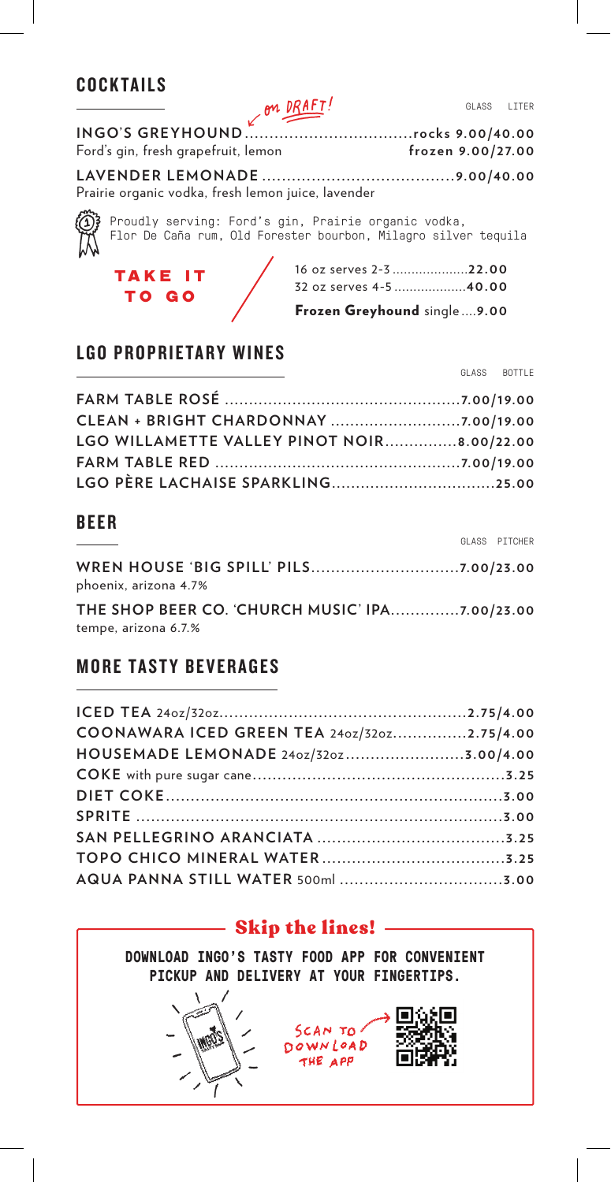## COCKTAILS

on DRAFT!

| | GLASS | LITER |
|---|---|---|
| **INGO'S GREYHOUND** — Ford's gin, fresh grapefruit, lemon | **rocks 9.00/40.00** | |
| | **frozen 9.00/27.00** | |
| **LAVENDER LEMONADE** — Prairie organic vodka, fresh lemon juice, lavender | **9.00/40.00** | |

Proudly serving: Ford's gin, Prairie organic vodka, Flor De Caña rum, Old Forester bourbon, Milagro silver tequila

**TAKE IT TO GO**

16 oz serves 2-3 .................... **22.00**
32 oz serves 4-5 .................... **40.00**
**Frozen Greyhound** single .... **9.00**

## LGO PROPRIETARY WINES

| | GLASS | BOTTLE |
|---|---|---|
| **FARM TABLE ROSÉ** | **7.00** | **19.00** |
| **CLEAN + BRIGHT CHARDONNAY** | **7.00** | **19.00** |
| **LGO WILLAMETTE VALLEY PINOT NOIR** | **8.00** | **22.00** |
| **FARM TABLE RED** | **7.00** | **19.00** |
| **LGO PÈRE LACHAISE SPARKLING** | | **25.00** |

## BEER

| | GLASS | PITCHER |
|---|---|---|
| **WREN HOUSE 'BIG SPILL' PILS** — phoenix, arizona 4.7% | **7.00** | **23.00** |
| **THE SHOP BEER CO. 'CHURCH MUSIC' IPA** — tempe, arizona 6.7.% | **7.00** | **23.00** |

## MORE TASTY BEVERAGES

| | |
|---|---|
| **ICED TEA** 24oz/32oz | **2.75/4.00** |
| **COONAWARA ICED GREEN TEA** 24oz/32oz | **2.75/4.00** |
| **HOUSEMADE LEMONADE** 24oz/32oz | **3.00/4.00** |
| **COKE** with pure sugar cane | **3.25** |
| **DIET COKE** | **3.00** |
| **SPRITE** | **3.00** |
| **SAN PELLEGRINO ARANCIATA** | **3.25** |
| **TOPO CHICO MINERAL WATER** | **3.25** |
| **AQUA PANNA STILL WATER** 500ml | **3.00** |

### Skip the lines!

**DOWNLOAD INGO'S TASTY FOOD APP FOR CONVENIENT PICKUP AND DELIVERY AT YOUR FINGERTIPS.**

SCAN TO DOWNLOAD THE APP